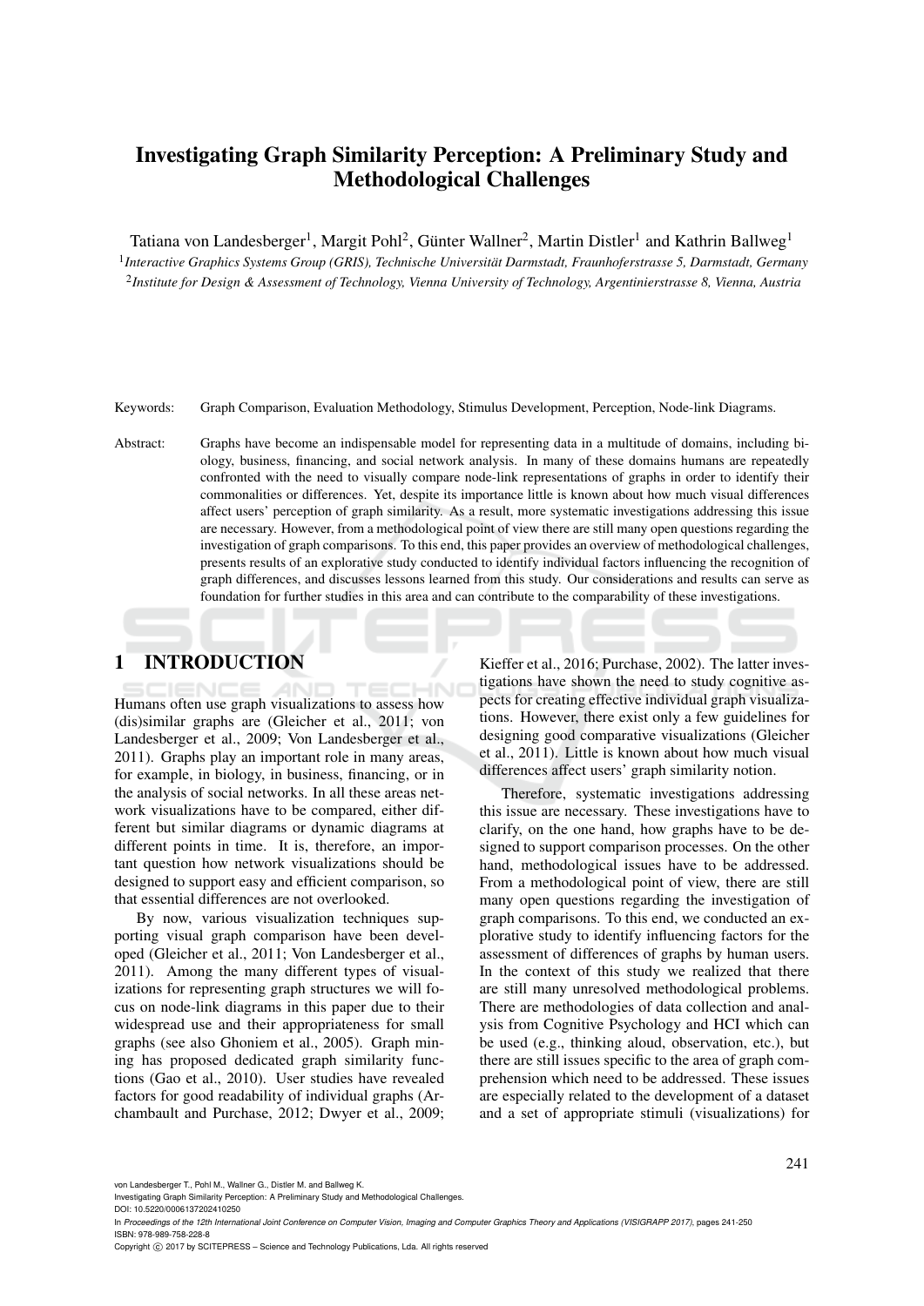# Investigating Graph Similarity Perception: A Preliminary Study and Methodological Challenges

Tatiana von Landesberger[1], Margit Pohl[2], Günter Wallner[2], Martin Distler[1] and Kathrin Ballweg[1]

[1]*Interactive Graphics Systems Group (GRIS), Technische Universität Darmstadt, Fraunhoferstrasse 5, Darmstadt, Germany*

[2]*Institute for Design & Assessment of Technology, Vienna University of Technology, Argentinierstrasse 8, Vienna, Austria*

Keywords: Graph Comparison, Evaluation Methodology, Stimulus Development, Perception, Node-link Diagrams.

Abstract: Graphs have become an indispensable model for representing data in a multitude of domains, including biology, business, financing, and social network analysis. In many of these domains humans are repeatedly confronted with the need to visually compare node-link representations of graphs in order to identify their commonalities or differences. Yet, despite its importance little is known about how much visual differences affect users' perception of graph similarity. As a result, more systematic investigations addressing this issue are necessary. However, from a methodological point of view there are still many open questions regarding the investigation of graph comparisons. To this end, this paper provides an overview of methodological challenges, presents results of an explorative study conducted to identify individual factors influencing the recognition of graph differences, and discusses lessons learned from this study. Our considerations and results can serve as foundation for further studies in this area and can contribute to the comparability of these investigations.

## 1 INTRODUCTION

Humans often use graph visualizations to assess how (dis)similar graphs are (Gleicher et al., 2011; von Landesberger et al., 2009; Von Landesberger et al., 2011). Graphs play an important role in many areas, for example, in biology, in business, financing, or in the analysis of social networks. In all these areas network visualizations have to be compared, either different but similar diagrams or dynamic diagrams at different points in time. It is, therefore, an important question how network visualizations should be designed to support easy and efficient comparison, so that essential differences are not overlooked.

By now, various visualization techniques supporting visual graph comparison have been developed (Gleicher et al., 2011; Von Landesberger et al., 2011). Among the many different types of visualizations for representing graph structures we will focus on node-link diagrams in this paper due to their widespread use and their appropriateness for small graphs (see also Ghoniem et al., 2005). Graph mining has proposed dedicated graph similarity functions (Gao et al., 2010). User studies have revealed factors for good readability of individual graphs (Archambault and Purchase, 2012; Dwyer et al., 2009; Kieffer et al., 2016; Purchase, 2002). The latter investigations have shown the need to study cognitive aspects for creating effective individual graph visualizations. However, there exist only a few guidelines for designing good comparative visualizations (Gleicher et al., 2011). Little is known about how much visual differences affect users' graph similarity notion.

Therefore, systematic investigations addressing this issue are necessary. These investigations have to clarify, on the one hand, how graphs have to be designed to support comparison processes. On the other hand, methodological issues have to be addressed. From a methodological point of view, there are still many open questions regarding the investigation of graph comparisons. To this end, we conducted an explorative study to identify influencing factors for the assessment of differences of graphs by human users. In the context of this study we realized that there are still many unresolved methodological problems. There are methodologies of data collection and analysis from Cognitive Psychology and HCI which can be used (e.g., thinking aloud, observation, etc.), but there are still issues specific to the area of graph comprehension which need to be addressed. These issues are especially related to the development of a dataset and a set of appropriate stimuli (visualizations) for

von Landesberger T., Pohl M., Wallner G., Distler M. and Ballweg K.
Investigating Graph Similarity Perception: A Preliminary Study and Methodological Challenges.
DOI: 10.5220/0006137202410250
In *Proceedings of the 12th International Joint Conference on Computer Vision, Imaging and Computer Graphics Theory and Applications (VISIGRAPP 2017)*, pages 241-250
ISBN: 978-989-758-228-8
Copyright © 2017 by SCITEPRESS – Science and Technology Publications, Lda. All rights reserved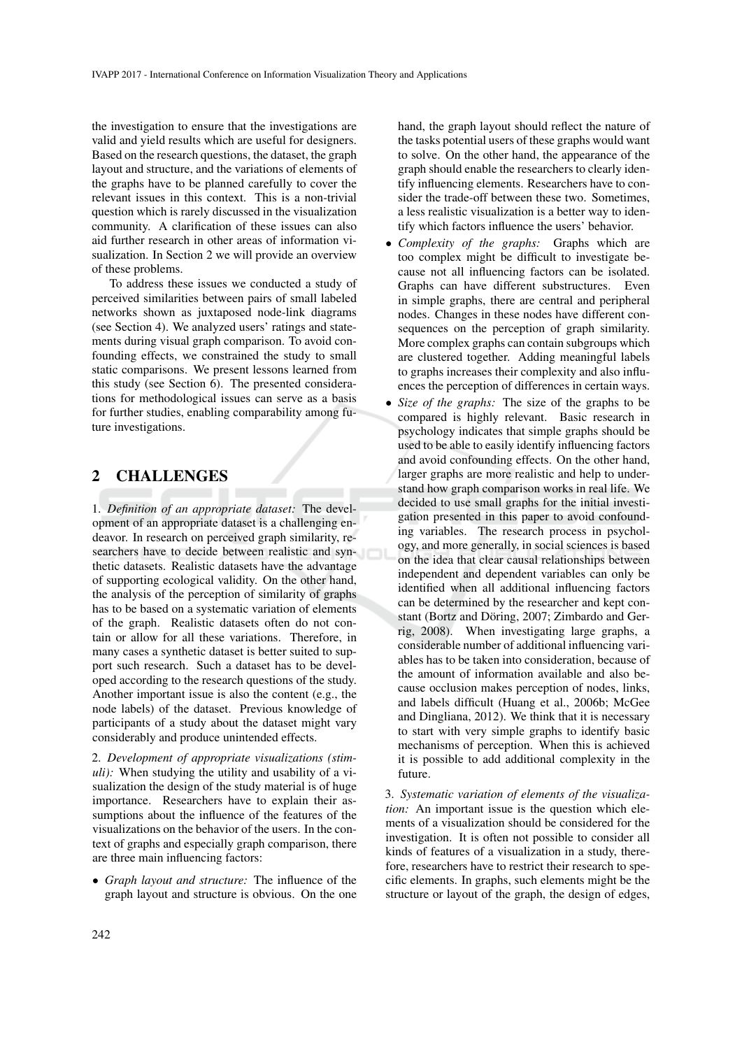the investigation to ensure that the investigations are valid and yield results which are useful for designers. Based on the research questions, the dataset, the graph layout and structure, and the variations of elements of the graphs have to be planned carefully to cover the relevant issues in this context. This is a non-trivial question which is rarely discussed in the visualization community. A clarification of these issues can also aid further research in other areas of information visualization. In Section 2 we will provide an overview of these problems.

To address these issues we conducted a study of perceived similarities between pairs of small labeled networks shown as juxtaposed node-link diagrams (see Section 4). We analyzed users' ratings and statements during visual graph comparison. To avoid confounding effects, we constrained the study to small static comparisons. We present lessons learned from this study (see Section 6). The presented considerations for methodological issues can serve as a basis for further studies, enabling comparability among future investigations.

## 2 CHALLENGES

1. *Definition of an appropriate dataset:* The development of an appropriate dataset is a challenging endeavor. In research on perceived graph similarity, researchers have to decide between realistic and synthetic datasets. Realistic datasets have the advantage of supporting ecological validity. On the other hand, the analysis of the perception of similarity of graphs has to be based on a systematic variation of elements of the graph. Realistic datasets often do not contain or allow for all these variations. Therefore, in many cases a synthetic dataset is better suited to support such research. Such a dataset has to be developed according to the research questions of the study. Another important issue is also the content (e.g., the node labels) of the dataset. Previous knowledge of participants of a study about the dataset might vary considerably and produce unintended effects.

2. *Development of appropriate visualizations (stimuli):* When studying the utility and usability of a visualization the design of the study material is of huge importance. Researchers have to explain their assumptions about the influence of the features of the visualizations on the behavior of the users. In the context of graphs and especially graph comparison, there are three main influencing factors:

- *Graph layout and structure:* The influence of the graph layout and structure is obvious. On the one hand, the graph layout should reflect the nature of the tasks potential users of these graphs would want to solve. On the other hand, the appearance of the graph should enable the researchers to clearly identify influencing elements. Researchers have to consider the trade-off between these two. Sometimes, a less realistic visualization is a better way to identify which factors influence the users' behavior.
- *Complexity of the graphs:* Graphs which are too complex might be difficult to investigate because not all influencing factors can be isolated. Graphs can have different substructures. Even in simple graphs, there are central and peripheral nodes. Changes in these nodes have different consequences on the perception of graph similarity. More complex graphs can contain subgroups which are clustered together. Adding meaningful labels to graphs increases their complexity and also influences the perception of differences in certain ways.
- *Size of the graphs:* The size of the graphs to be compared is highly relevant. Basic research in psychology indicates that simple graphs should be used to be able to easily identify influencing factors and avoid confounding effects. On the other hand, larger graphs are more realistic and help to understand how graph comparison works in real life. We decided to use small graphs for the initial investigation presented in this paper to avoid confounding variables. The research process in psychology, and more generally, in social sciences is based on the idea that clear causal relationships between independent and dependent variables can only be identified when all additional influencing factors can be determined by the researcher and kept constant (Bortz and Döring, 2007; Zimbardo and Gerrig, 2008). When investigating large graphs, a considerable number of additional influencing variables has to be taken into consideration, because of the amount of information available and also because occlusion makes perception of nodes, links, and labels difficult (Huang et al., 2006b; McGee and Dingliana, 2012). We think that it is necessary to start with very simple graphs to identify basic mechanisms of perception. When this is achieved it is possible to add additional complexity in the future.

3. *Systematic variation of elements of the visualization:* An important issue is the question which elements of a visualization should be considered for the investigation. It is often not possible to consider all kinds of features of a visualization in a study, therefore, researchers have to restrict their research to specific elements. In graphs, such elements might be the structure or layout of the graph, the design of edges,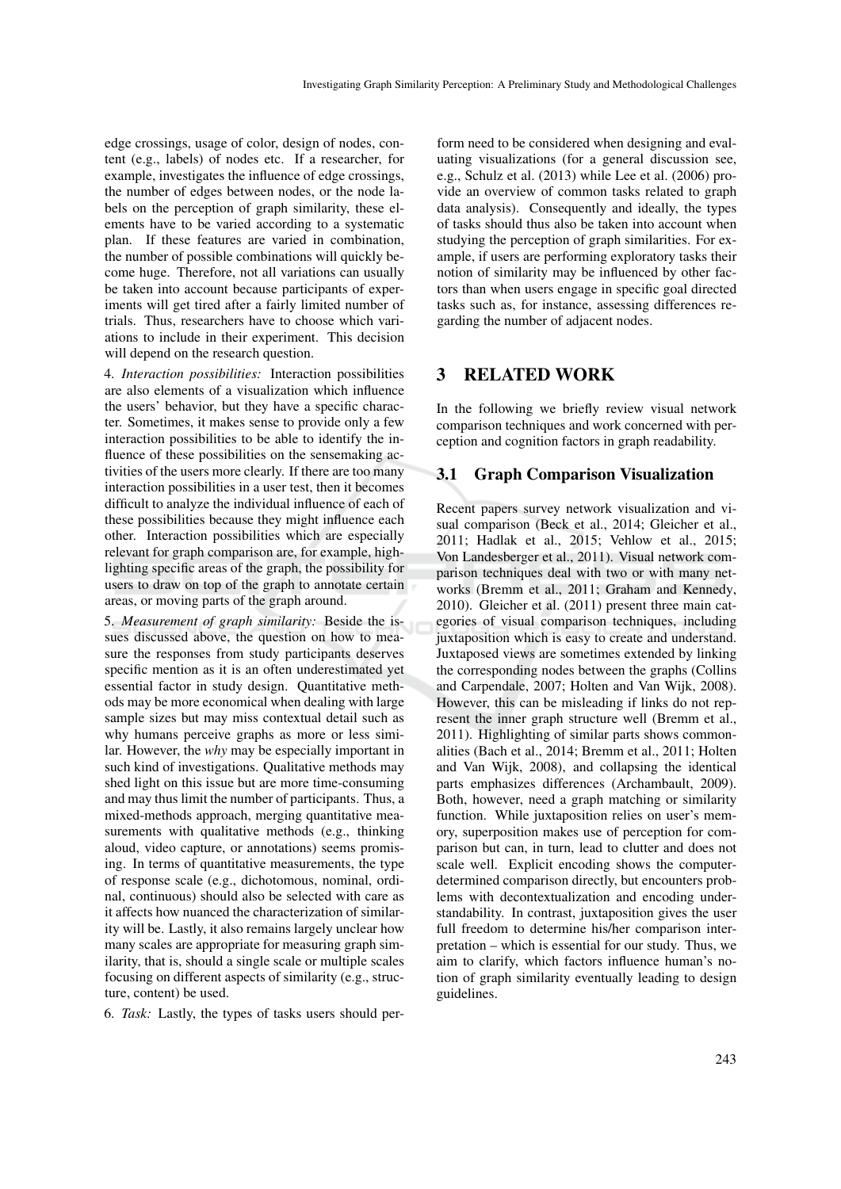edge crossings, usage of color, design of nodes, content (e.g., labels) of nodes etc. If a researcher, for example, investigates the influence of edge crossings, the number of edges between nodes, or the node labels on the perception of graph similarity, these elements have to be varied according to a systematic plan. If these features are varied in combination, the number of possible combinations will quickly become huge. Therefore, not all variations can usually be taken into account because participants of experiments will get tired after a fairly limited number of trials. Thus, researchers have to choose which variations to include in their experiment. This decision will depend on the research question.

4. *Interaction possibilities:* Interaction possibilities are also elements of a visualization which influence the users' behavior, but they have a specific character. Sometimes, it makes sense to provide only a few interaction possibilities to be able to identify the influence of these possibilities on the sensemaking activities of the users more clearly. If there are too many interaction possibilities in a user test, then it becomes difficult to analyze the individual influence of each of these possibilities because they might influence each other. Interaction possibilities which are especially relevant for graph comparison are, for example, highlighting specific areas of the graph, the possibility for users to draw on top of the graph to annotate certain areas, or moving parts of the graph around.

5. *Measurement of graph similarity:* Beside the issues discussed above, the question on how to measure the responses from study participants deserves specific mention as it is an often underestimated yet essential factor in study design. Quantitative methods may be more economical when dealing with large sample sizes but may miss contextual detail such as why humans perceive graphs as more or less similar. However, the *why* may be especially important in such kind of investigations. Qualitative methods may shed light on this issue but are more time-consuming and may thus limit the number of participants. Thus, a mixed-methods approach, merging quantitative measurements with qualitative methods (e.g., thinking aloud, video capture, or annotations) seems promising. In terms of quantitative measurements, the type of response scale (e.g., dichotomous, nominal, ordinal, continuous) should also be selected with care as it affects how nuanced the characterization of similarity will be. Lastly, it also remains largely unclear how many scales are appropriate for measuring graph similarity, that is, should a single scale or multiple scales focusing on different aspects of similarity (e.g., structure, content) be used.

6. *Task:* Lastly, the types of tasks users should perform need to be considered when designing and evaluating visualizations (for a general discussion see, e.g., Schulz et al. (2013) while Lee et al. (2006) provide an overview of common tasks related to graph data analysis). Consequently and ideally, the types of tasks should thus also be taken into account when studying the perception of graph similarities. For example, if users are performing exploratory tasks their notion of similarity may be influenced by other factors than when users engage in specific goal directed tasks such as, for instance, assessing differences regarding the number of adjacent nodes.

# 3 RELATED WORK

In the following we briefly review visual network comparison techniques and work concerned with perception and cognition factors in graph readability.

## 3.1 Graph Comparison Visualization

Recent papers survey network visualization and visual comparison (Beck et al., 2014; Gleicher et al., 2011; Hadlak et al., 2015; Vehlow et al., 2015; Von Landesberger et al., 2011). Visual network comparison techniques deal with two or with many networks (Bremm et al., 2011; Graham and Kennedy, 2010). Gleicher et al. (2011) present three main categories of visual comparison techniques, including juxtaposition which is easy to create and understand. Juxtaposed views are sometimes extended by linking the corresponding nodes between the graphs (Collins and Carpendale, 2007; Holten and Van Wijk, 2008). However, this can be misleading if links do not represent the inner graph structure well (Bremm et al., 2011). Highlighting of similar parts shows commonalities (Bach et al., 2014; Bremm et al., 2011; Holten and Van Wijk, 2008), and collapsing the identical parts emphasizes differences (Archambault, 2009). Both, however, need a graph matching or similarity function. While juxtaposition relies on user's memory, superposition makes use of perception for comparison but can, in turn, lead to clutter and does not scale well. Explicit encoding shows the computer-determined comparison directly, but encounters problems with decontextualization and encoding understandability. In contrast, juxtaposition gives the user full freedom to determine his/her comparison interpretation – which is essential for our study. Thus, we aim to clarify, which factors influence human's notion of graph similarity eventually leading to design guidelines.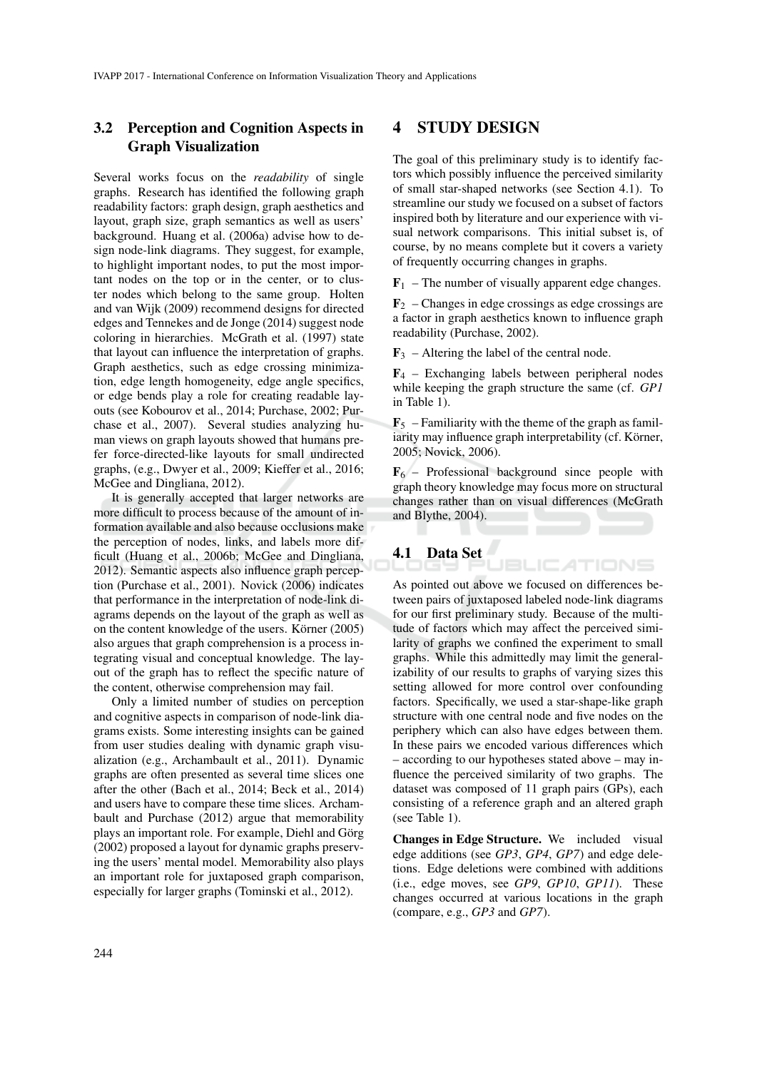## 3.2 Perception and Cognition Aspects in Graph Visualization

Several works focus on the *readability* of single graphs. Research has identified the following graph readability factors: graph design, graph aesthetics and layout, graph size, graph semantics as well as users' background. Huang et al. (2006a) advise how to design node-link diagrams. They suggest, for example, to highlight important nodes, to put the most important nodes on the top or in the center, or to cluster nodes which belong to the same group. Holten and van Wijk (2009) recommend designs for directed edges and Tennekes and de Jonge (2014) suggest node coloring in hierarchies. McGrath et al. (1997) state that layout can influence the interpretation of graphs. Graph aesthetics, such as edge crossing minimization, edge length homogeneity, edge angle specifics, or edge bends play a role for creating readable layouts (see Kobourov et al., 2014; Purchase, 2002; Purchase et al., 2007). Several studies analyzing human views on graph layouts showed that humans prefer force-directed-like layouts for small undirected graphs, (e.g., Dwyer et al., 2009; Kieffer et al., 2016; McGee and Dingliana, 2012).

It is generally accepted that larger networks are more difficult to process because of the amount of information available and also because occlusions make the perception of nodes, links, and labels more difficult (Huang et al., 2006b; McGee and Dingliana, 2012). Semantic aspects also influence graph perception (Purchase et al., 2001). Novick (2006) indicates that performance in the interpretation of node-link diagrams depends on the layout of the graph as well as on the content knowledge of the users. Körner (2005) also argues that graph comprehension is a process integrating visual and conceptual knowledge. The layout of the graph has to reflect the specific nature of the content, otherwise comprehension may fail.

Only a limited number of studies on perception and cognitive aspects in comparison of node-link diagrams exists. Some interesting insights can be gained from user studies dealing with dynamic graph visualization (e.g., Archambault et al., 2011). Dynamic graphs are often presented as several time slices one after the other (Bach et al., 2014; Beck et al., 2014) and users have to compare these time slices. Archambault and Purchase (2012) argue that memorability plays an important role. For example, Diehl and Görg (2002) proposed a layout for dynamic graphs preserving the users' mental model. Memorability also plays an important role for juxtaposed graph comparison, especially for larger graphs (Tominski et al., 2012).

# 4 STUDY DESIGN

The goal of this preliminary study is to identify factors which possibly influence the perceived similarity of small star-shaped networks (see Section 4.1). To streamline our study we focused on a subset of factors inspired both by literature and our experience with visual network comparisons. This initial subset is, of course, by no means complete but it covers a variety of frequently occurring changes in graphs.

**F**$_1$ – The number of visually apparent edge changes.

**F**$_2$ – Changes in edge crossings as edge crossings are a factor in graph aesthetics known to influence graph readability (Purchase, 2002).

**F**$_3$ – Altering the label of the central node.

**F**$_4$ – Exchanging labels between peripheral nodes while keeping the graph structure the same (cf. *GP1* in Table 1).

**F**$_5$ – Familiarity with the theme of the graph as familiarity may influence graph interpretability (cf. Körner, 2005; Novick, 2006).

**F**$_6$ – Professional background since people with graph theory knowledge may focus more on structural changes rather than on visual differences (McGrath and Blythe, 2004).

## 4.1 Data Set

As pointed out above we focused on differences between pairs of juxtaposed labeled node-link diagrams for our first preliminary study. Because of the multitude of factors which may affect the perceived similarity of graphs we confined the experiment to small graphs. While this admittedly may limit the generalizability of our results to graphs of varying sizes this setting allowed for more control over confounding factors. Specifically, we used a star-shape-like graph structure with one central node and five nodes on the periphery which can also have edges between them. In these pairs we encoded various differences which – according to our hypotheses stated above – may influence the perceived similarity of two graphs. The dataset was composed of 11 graph pairs (GPs), each consisting of a reference graph and an altered graph (see Table 1).

**Changes in Edge Structure.** We included visual edge additions (see *GP3*, *GP4*, *GP7*) and edge deletions. Edge deletions were combined with additions (i.e., edge moves, see *GP9*, *GP10*, *GP11*). These changes occurred at various locations in the graph (compare, e.g., *GP3* and *GP7*).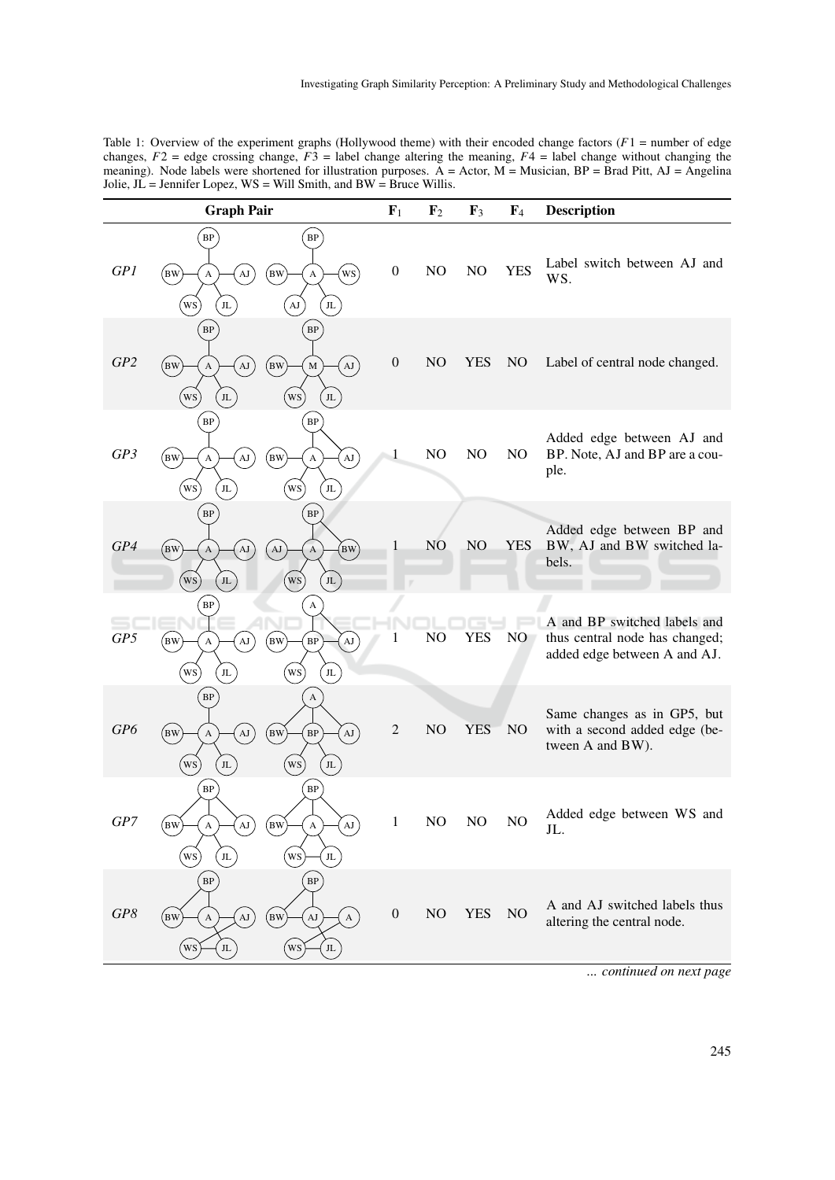Table 1: Overview of the experiment graphs (Hollywood theme) with their encoded change factors ($F1$ = number of edge changes, $F2$ = edge crossing change, $F3$ = label change altering the meaning, $F4$ = label change without changing the meaning). Node labels were shortened for illustration purposes. A = Actor, M = Musician, BP = Brad Pitt, AJ = Angelina Jolie, JL = Jennifer Lopez, WS = Will Smith, and BW = Bruce Willis.

| Graph Pair | $F_1$ | $F_2$ | $F_3$ | $F_4$ | Description |
|---|---|---|---|---|---|
| *GP1* | 0 | NO | NO | YES | Label switch between AJ and WS. |
| *GP2* | 0 | NO | YES | NO | Label of central node changed. |
| *GP3* | 1 | NO | NO | NO | Added edge between AJ and BP. Note, AJ and BP are a couple. |
| *GP4* | 1 | NO | NO | YES | Added edge between BP and BW, AJ and BW switched labels. |
| *GP5* | 1 | NO | YES | NO | A and BP switched labels and thus central node has changed; added edge between A and AJ. |
| *GP6* | 2 | NO | YES | NO | Same changes as in GP5, but with a second added edge (between A and BW). |
| *GP7* | 1 | NO | NO | NO | Added edge between WS and JL. |
| *GP8* | 0 | NO | YES | NO | A and AJ switched labels thus altering the central node. |

*... continued on next page*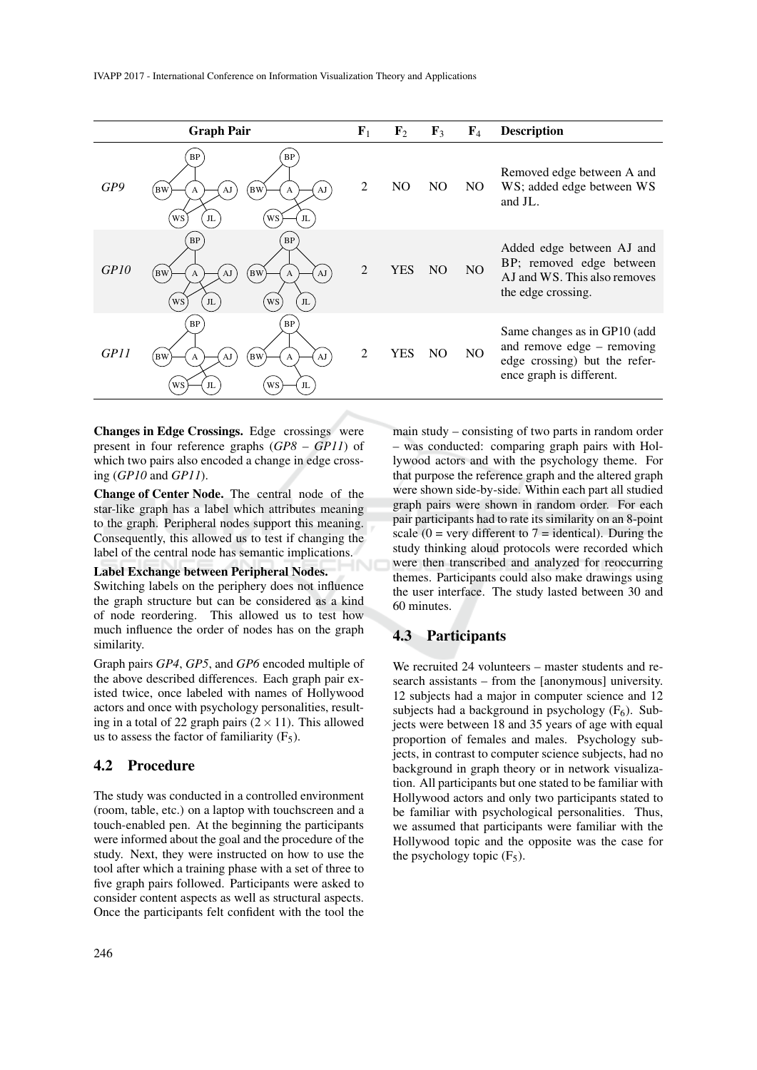| Graph Pair | | F$_1$ | F$_2$ | F$_3$ | F$_4$ | Description |
|---|---|---|---|---|---|---|
| *GP9* | | 2 | NO | NO | NO | Removed edge between A and WS; added edge between WS and JL. |
| *GP10* | | 2 | YES | NO | NO | Added edge between AJ and BP; removed edge between AJ and WS. This also removes the edge crossing. |
| *GP11* | | 2 | YES | NO | NO | Same changes as in GP10 (add and remove edge – removing edge crossing) but the reference graph is different. |

**Changes in Edge Crossings.** Edge crossings were present in four reference graphs (*GP8* – *GP11*) of which two pairs also encoded a change in edge crossing (*GP10* and *GP11*).

**Change of Center Node.** The central node of the star-like graph has a label which attributes meaning to the graph. Peripheral nodes support this meaning. Consequently, this allowed us to test if changing the label of the central node has semantic implications.

**Label Exchange between Peripheral Nodes.** Switching labels on the periphery does not influence the graph structure but can be considered as a kind of node reordering. This allowed us to test how much influence the order of nodes has on the graph similarity.

Graph pairs *GP4*, *GP5*, and *GP6* encoded multiple of the above described differences. Each graph pair existed twice, once labeled with names of Hollywood actors and once with psychology personalities, resulting in a total of 22 graph pairs ($2 \times 11$). This allowed us to assess the factor of familiarity (F$_5$).

## 4.2 Procedure

The study was conducted in a controlled environment (room, table, etc.) on a laptop with touchscreen and a touch-enabled pen. At the beginning the participants were informed about the goal and the procedure of the study. Next, they were instructed on how to use the tool after which a training phase with a set of three to five graph pairs followed. Participants were asked to consider content aspects as well as structural aspects. Once the participants felt confident with the tool the main study – consisting of two parts in random order – was conducted: comparing graph pairs with Hollywood actors and with the psychology theme. For that purpose the reference graph and the altered graph were shown side-by-side. Within each part all studied graph pairs were shown in random order. For each pair participants had to rate its similarity on an 8-point scale (0 = very different to 7 = identical). During the study thinking aloud protocols were recorded which were then transcribed and analyzed for reoccurring themes. Participants could also make drawings using the user interface. The study lasted between 30 and 60 minutes.

## 4.3 Participants

We recruited 24 volunteers – master students and research assistants – from the [anonymous] university. 12 subjects had a major in computer science and 12 subjects had a background in psychology (F$_6$). Subjects were between 18 and 35 years of age with equal proportion of females and males. Psychology subjects, in contrast to computer science subjects, had no background in graph theory or in network visualization. All participants but one stated to be familiar with Hollywood actors and only two participants stated to be familiar with psychological personalities. Thus, we assumed that participants were familiar with the Hollywood topic and the opposite was the case for the psychology topic (F$_5$).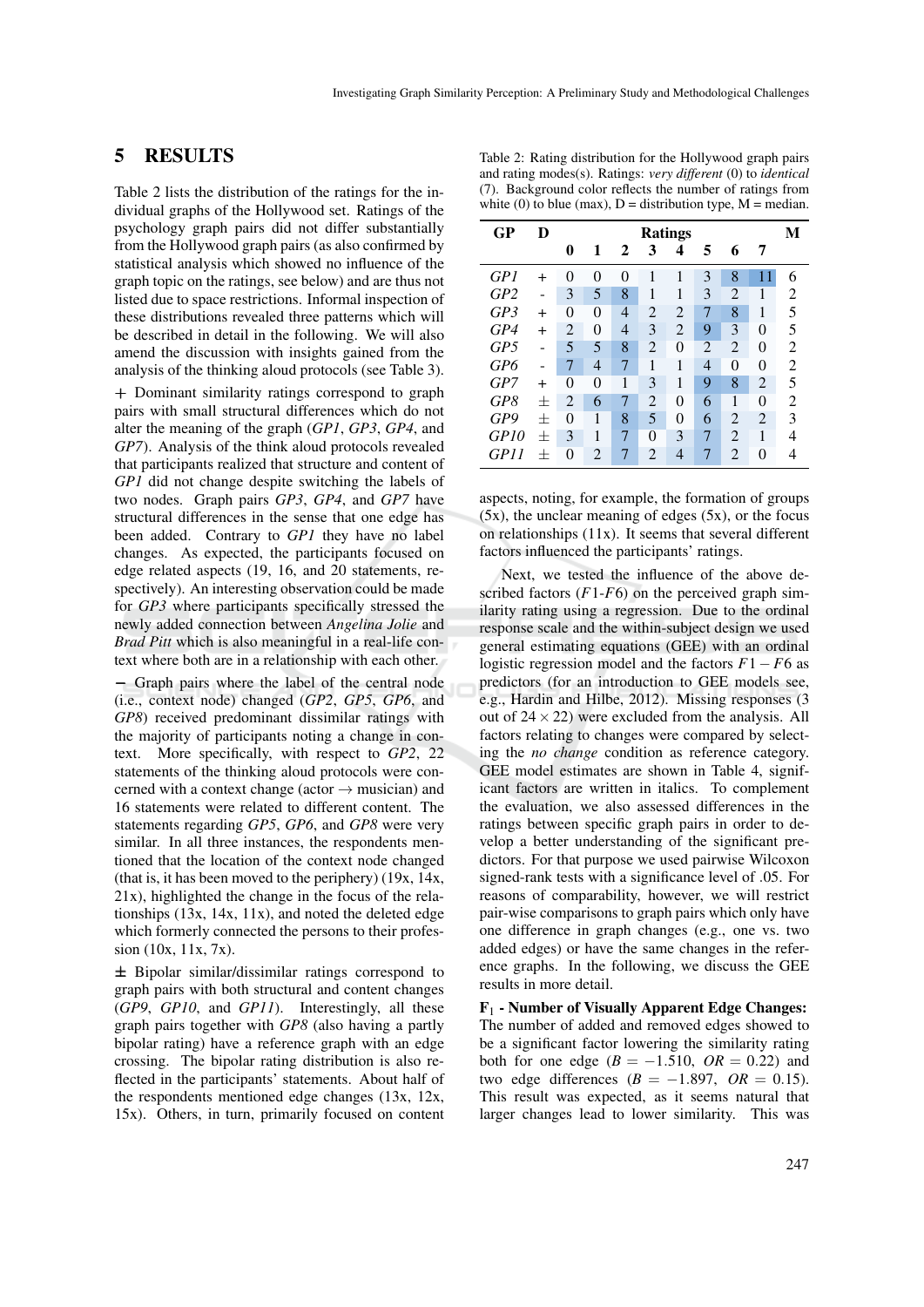## 5 RESULTS

Table 2 lists the distribution of the ratings for the individual graphs of the Hollywood set. Ratings of the psychology graph pairs did not differ substantially from the Hollywood graph pairs (as also confirmed by statistical analysis which showed no influence of the graph topic on the ratings, see below) and are thus not listed due to space restrictions. Informal inspection of these distributions revealed three patterns which will be described in detail in the following. We will also amend the discussion with insights gained from the analysis of the thinking aloud protocols (see Table 3).

+ Dominant similarity ratings correspond to graph pairs with small structural differences which do not alter the meaning of the graph (*GP1*, *GP3*, *GP4*, and *GP7*). Analysis of the think aloud protocols revealed that participants realized that structure and content of *GP1* did not change despite switching the labels of two nodes. Graph pairs *GP3*, *GP4*, and *GP7* have structural differences in the sense that one edge has been added. Contrary to *GP1* they have no label changes. As expected, the participants focused on edge related aspects (19, 16, and 20 statements, respectively). An interesting observation could be made for *GP3* where participants specifically stressed the newly added connection between *Angelina Jolie* and *Brad Pitt* which is also meaningful in a real-life context where both are in a relationship with each other.

− Graph pairs where the label of the central node (i.e., context node) changed (*GP2*, *GP5*, *GP6*, and *GP8*) received predominant dissimilar ratings with the majority of participants noting a change in context. More specifically, with respect to *GP2*, 22 statements of the thinking aloud protocols were concerned with a context change (actor → musician) and 16 statements were related to different content. The statements regarding *GP5*, *GP6*, and *GP8* were very similar. In all three instances, the respondents mentioned that the location of the context node changed (that is, it has been moved to the periphery) (19x, 14x, 21x), highlighted the change in the focus of the relationships (13x, 14x, 11x), and noted the deleted edge which formerly connected the persons to their profession (10x, 11x, 7x).

± Bipolar similar/dissimilar ratings correspond to graph pairs with both structural and content changes (*GP9*, *GP10*, and *GP11*). Interestingly, all these graph pairs together with *GP8* (also having a partly bipolar rating) have a reference graph with an edge crossing. The bipolar rating distribution is also reflected in the participants' statements. About half of the respondents mentioned edge changes (13x, 12x, 15x). Others, in turn, primarily focused on content aspects, noting, for example, the formation of groups (5x), the unclear meaning of edges (5x), or the focus on relationships (11x). It seems that several different factors influenced the participants' ratings.

Table 2: Rating distribution for the Hollywood graph pairs and rating modes(s). Ratings: *very different* (0) to *identical* (7). Background color reflects the number of ratings from white (0) to blue (max), D = distribution type, M = median.

| GP | D | Ratings 0 | 1 | 2 | 3 | 4 | 5 | 6 | 7 | M |
|---|---|---|---|---|---|---|---|---|---|---|
| *GP1* | + | 0 | 0 | 0 | 1 | 1 | 3 | 8 | 11 | 6 |
| *GP2* | - | 3 | 5 | 8 | 1 | 1 | 3 | 2 | 1 | 2 |
| *GP3* | + | 0 | 0 | 4 | 2 | 2 | 7 | 8 | 1 | 5 |
| *GP4* | + | 2 | 0 | 4 | 3 | 2 | 9 | 3 | 0 | 5 |
| *GP5* | - | 5 | 5 | 8 | 2 | 0 | 2 | 2 | 0 | 2 |
| *GP6* | - | 7 | 4 | 7 | 1 | 1 | 4 | 0 | 0 | 2 |
| *GP7* | + | 0 | 0 | 1 | 3 | 1 | 9 | 8 | 2 | 5 |
| *GP8* | ± | 2 | 6 | 7 | 2 | 0 | 6 | 1 | 0 | 2 |
| *GP9* | ± | 0 | 1 | 8 | 5 | 0 | 6 | 2 | 2 | 3 |
| *GP10* | ± | 3 | 1 | 7 | 0 | 3 | 7 | 2 | 1 | 4 |
| *GP11* | ± | 0 | 2 | 7 | 2 | 4 | 7 | 2 | 0 | 4 |

Next, we tested the influence of the above described factors ($F1$-$F6$) on the perceived graph similarity rating using a regression. Due to the ordinal response scale and the within-subject design we used general estimating equations (GEE) with an ordinal logistic regression model and the factors $F1-F6$ as predictors (for an introduction to GEE models see, e.g., Hardin and Hilbe, 2012). Missing responses (3 out of $24 \times 22$) were excluded from the analysis. All factors relating to changes were compared by selecting the *no change* condition as reference category. GEE model estimates are shown in Table 4, significant factors are written in italics. To complement the evaluation, we also assessed differences in the ratings between specific graph pairs in order to develop a better understanding of the significant predictors. For that purpose we used pairwise Wilcoxon signed-rank tests with a significance level of .05. For reasons of comparability, however, we will restrict pair-wise comparisons to graph pairs which only have one difference in graph changes (e.g., one vs. two added edges) or have the same changes in the reference graphs. In the following, we discuss the GEE results in more detail.

**$F_1$ - Number of Visually Apparent Edge Changes:** The number of added and removed edges showed to be a significant factor lowering the similarity rating both for one edge ($B = -1.510$, $OR = 0.22$) and two edge differences ($B = -1.897$, $OR = 0.15$). This result was expected, as it seems natural that larger changes lead to lower similarity. This was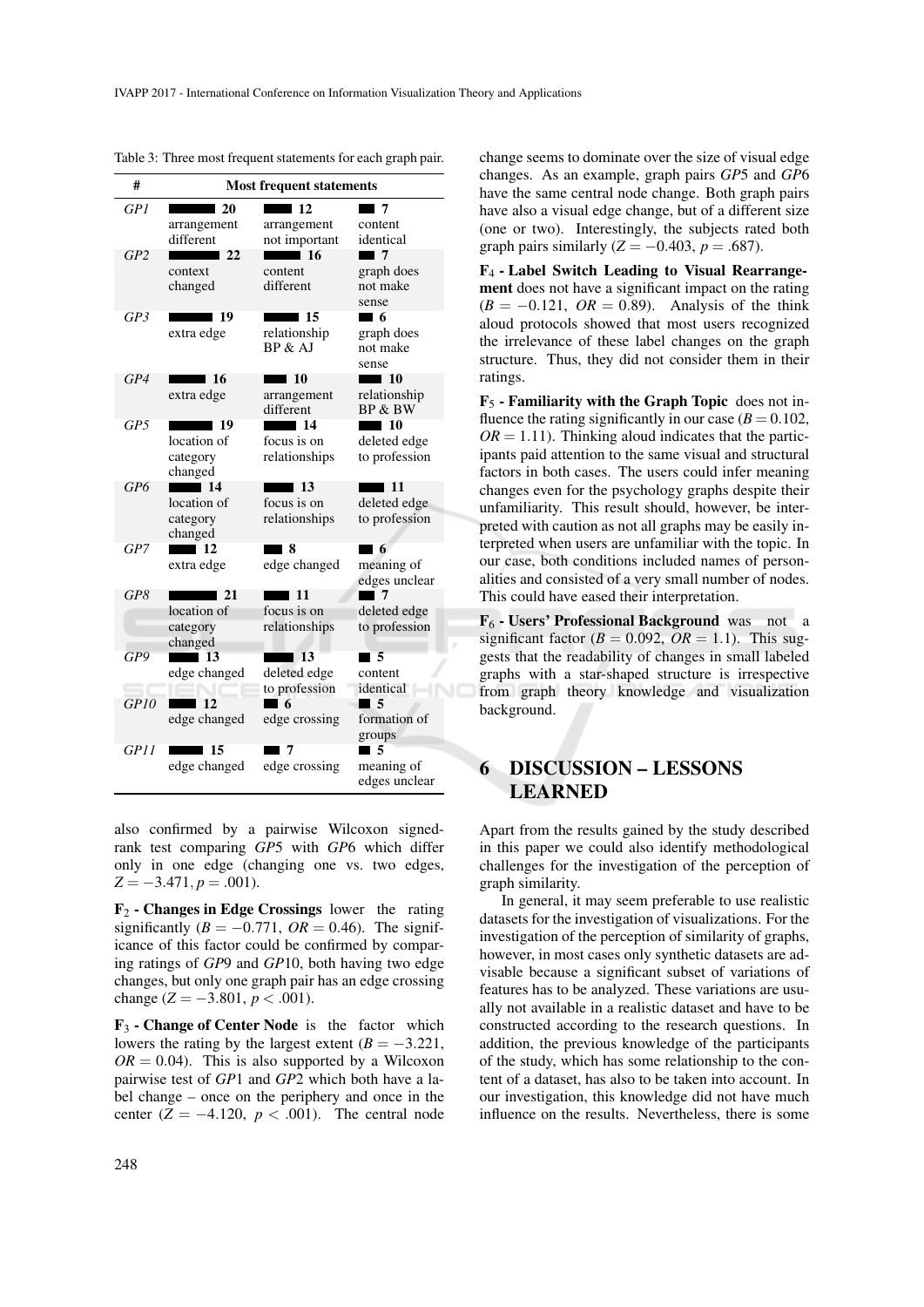Table 3: Three most frequent statements for each graph pair.

| # | Most frequent statements | | |
|---|---|---|---|
| *GP1* | 20 arrangement different | 12 arrangement not important | 7 content identical |
| *GP2* | 22 context changed | 16 content different | 7 graph does not make sense |
| *GP3* | 19 extra edge | 15 relationship BP & AJ | 6 graph does not make sense |
| *GP4* | 16 extra edge | 10 arrangement different | 10 relationship BP & BW |
| *GP5* | 19 location of category changed | 14 focus is on relationships | 10 deleted edge to profession |
| *GP6* | 14 location of category changed | 13 focus is on relationships | 11 deleted edge to profession |
| *GP7* | 12 extra edge | 8 edge changed | 6 meaning of edges unclear |
| *GP8* | 21 location of category changed | 11 focus is on relationships | 7 deleted edge to profession |
| *GP9* | 13 edge changed | 13 deleted edge to profession | 5 content identical |
| *GP10* | 12 edge changed | 6 edge crossing | 5 formation of groups |
| *GP11* | 15 edge changed | 7 edge crossing | 5 meaning of edges unclear |

also confirmed by a pairwise Wilcoxon signed-rank test comparing *GP*5 with *GP*6 which differ only in one edge (changing one vs. two edges, $Z = -3.471, p = .001$).

**$F_2$ - Changes in Edge Crossings** lower the rating significantly ($B = -0.771$, $OR = 0.46$). The significance of this factor could be confirmed by comparing ratings of *GP*9 and *GP*10, both having two edge changes, but only one graph pair has an edge crossing change ($Z = -3.801$, $p < .001$).

**$F_3$ - Change of Center Node** is the factor which lowers the rating by the largest extent ($B = -3.221$, $OR = 0.04$). This is also supported by a Wilcoxon pairwise test of *GP*1 and *GP*2 which both have a label change – once on the periphery and once in the center ($Z = -4.120$, $p < .001$). The central node change seems to dominate over the size of visual edge changes. As an example, graph pairs *GP*5 and *GP*6 have the same central node change. Both graph pairs have also a visual edge change, but of a different size (one or two). Interestingly, the subjects rated both graph pairs similarly ($Z = -0.403$, $p = .687$).

**$F_4$ - Label Switch Leading to Visual Rearrangement** does not have a significant impact on the rating ($B = -0.121$, $OR = 0.89$). Analysis of the think aloud protocols showed that most users recognized the irrelevance of these label changes on the graph structure. Thus, they did not consider them in their ratings.

**$F_5$ - Familiarity with the Graph Topic** does not influence the rating significantly in our case ($B = 0.102$, $OR = 1.11$). Thinking aloud indicates that the participants paid attention to the same visual and structural factors in both cases. The users could infer meaning changes even for the psychology graphs despite their unfamiliarity. This result should, however, be interpreted with caution as not all graphs may be easily interpreted when users are unfamiliar with the topic. In our case, both conditions included names of personalities and consisted of a very small number of nodes. This could have eased their interpretation.

**$F_6$ - Users' Professional Background** was not a significant factor ($B = 0.092$, $OR = 1.1$). This suggests that the readability of changes in small labeled graphs with a star-shaped structure is irrespective from graph theory knowledge and visualization background.

## 6 DISCUSSION – LESSONS LEARNED

Apart from the results gained by the study described in this paper we could also identify methodological challenges for the investigation of the perception of graph similarity.

In general, it may seem preferable to use realistic datasets for the investigation of visualizations. For the investigation of the perception of similarity of graphs, however, in most cases only synthetic datasets are advisable because a significant subset of variations of features has to be analyzed. These variations are usually not available in a realistic dataset and have to be constructed according to the research questions. In addition, the previous knowledge of the participants of the study, which has some relationship to the content of a dataset, has also to be taken into account. In our investigation, this knowledge did not have much influence on the results. Nevertheless, there is some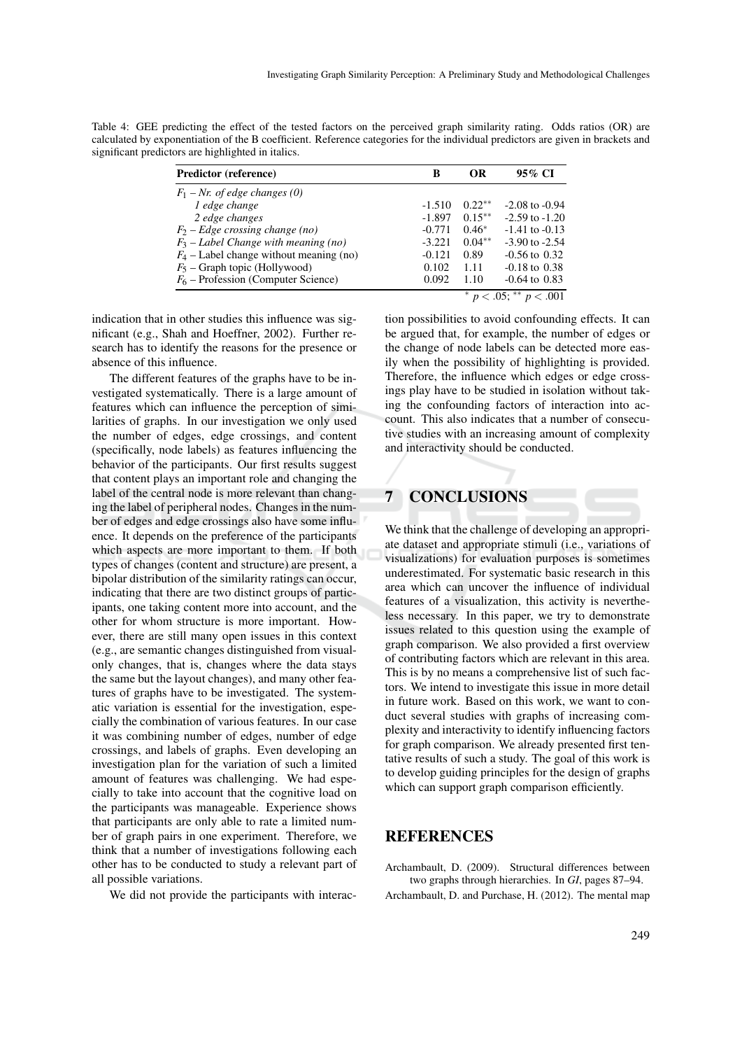Table 4: GEE predicting the effect of the tested factors on the perceived graph similarity rating. Odds ratios (OR) are calculated by exponentiation of the B coefficient. Reference categories for the individual predictors are given in brackets and significant predictors are highlighted in italics.

| **Predictor (reference)** | **B** | **OR** | **95% CI** |
|---|---|---|---|
| *$F_1$ – Nr. of edge changes (0)* | | | |
| *1 edge change* | -1.510 | $0.22^{**}$ | -2.08 to -0.94 |
| *2 edge changes* | -1.897 | $0.15^{**}$ | -2.59 to -1.20 |
| *$F_2$ – Edge crossing change (no)* | -0.771 | $0.46^{*}$ | -1.41 to -0.13 |
| *$F_3$ – Label Change with meaning (no)* | -3.221 | $0.04^{**}$ | -3.90 to -2.54 |
| $F_4$ – Label change without meaning (no) | -0.121 | 0.89 | -0.56 to 0.32 |
| $F_5$ – Graph topic (Hollywood) | 0.102 | 1.11 | -0.18 to 0.38 |
| $F_6$ – Profession (Computer Science) | 0.092 | 1.10 | -0.64 to 0.83 |

$^{*}$ $p < .05$; $^{**}$ $p < .001$

indication that in other studies this influence was significant (e.g., Shah and Hoeffner, 2002). Further research has to identify the reasons for the presence or absence of this influence.

The different features of the graphs have to be investigated systematically. There is a large amount of features which can influence the perception of similarities of graphs. In our investigation we only used the number of edges, edge crossings, and content (specifically, node labels) as features influencing the behavior of the participants. Our first results suggest that content plays an important role and changing the label of the central node is more relevant than changing the label of peripheral nodes. Changes in the number of edges and edge crossings also have some influence. It depends on the preference of the participants which aspects are more important to them. If both types of changes (content and structure) are present, a bipolar distribution of the similarity ratings can occur, indicating that there are two distinct groups of participants, one taking content more into account, and the other for whom structure is more important. However, there are still many open issues in this context (e.g., are semantic changes distinguished from visual-only changes, that is, changes where the data stays the same but the layout changes), and many other features of graphs have to be investigated. The systematic variation is essential for the investigation, especially the combination of various features. In our case it was combining number of edges, number of edge crossings, and labels of graphs. Even developing an investigation plan for the variation of such a limited amount of features was challenging. We had especially to take into account that the cognitive load on the participants was manageable. Experience shows that participants are only able to rate a limited number of graph pairs in one experiment. Therefore, we think that a number of investigations following each other has to be conducted to study a relevant part of all possible variations.

We did not provide the participants with interaction possibilities to avoid confounding effects. It can be argued that, for example, the number of edges or the change of node labels can be detected more easily when the possibility of highlighting is provided. Therefore, the influence which edges or edge crossings play have to be studied in isolation without taking the confounding factors of interaction into account. This also indicates that a number of consecutive studies with an increasing amount of complexity and interactivity should be conducted.

## 7 CONCLUSIONS

We think that the challenge of developing an appropriate dataset and appropriate stimuli (i.e., variations of visualizations) for evaluation purposes is sometimes underestimated. For systematic basic research in this area which can uncover the influence of individual features of a visualization, this activity is nevertheless necessary. In this paper, we try to demonstrate issues related to this question using the example of graph comparison. We also provided a first overview of contributing factors which are relevant in this area. This is by no means a comprehensive list of such factors. We intend to investigate this issue in more detail in future work. Based on this work, we want to conduct several studies with graphs of increasing complexity and interactivity to identify influencing factors for graph comparison. We already presented first tentative results of such a study. The goal of this work is to develop guiding principles for the design of graphs which can support graph comparison efficiently.

## REFERENCES

Archambault, D. (2009). Structural differences between two graphs through hierarchies. In *GI*, pages 87–94.

Archambault, D. and Purchase, H. (2012). The mental map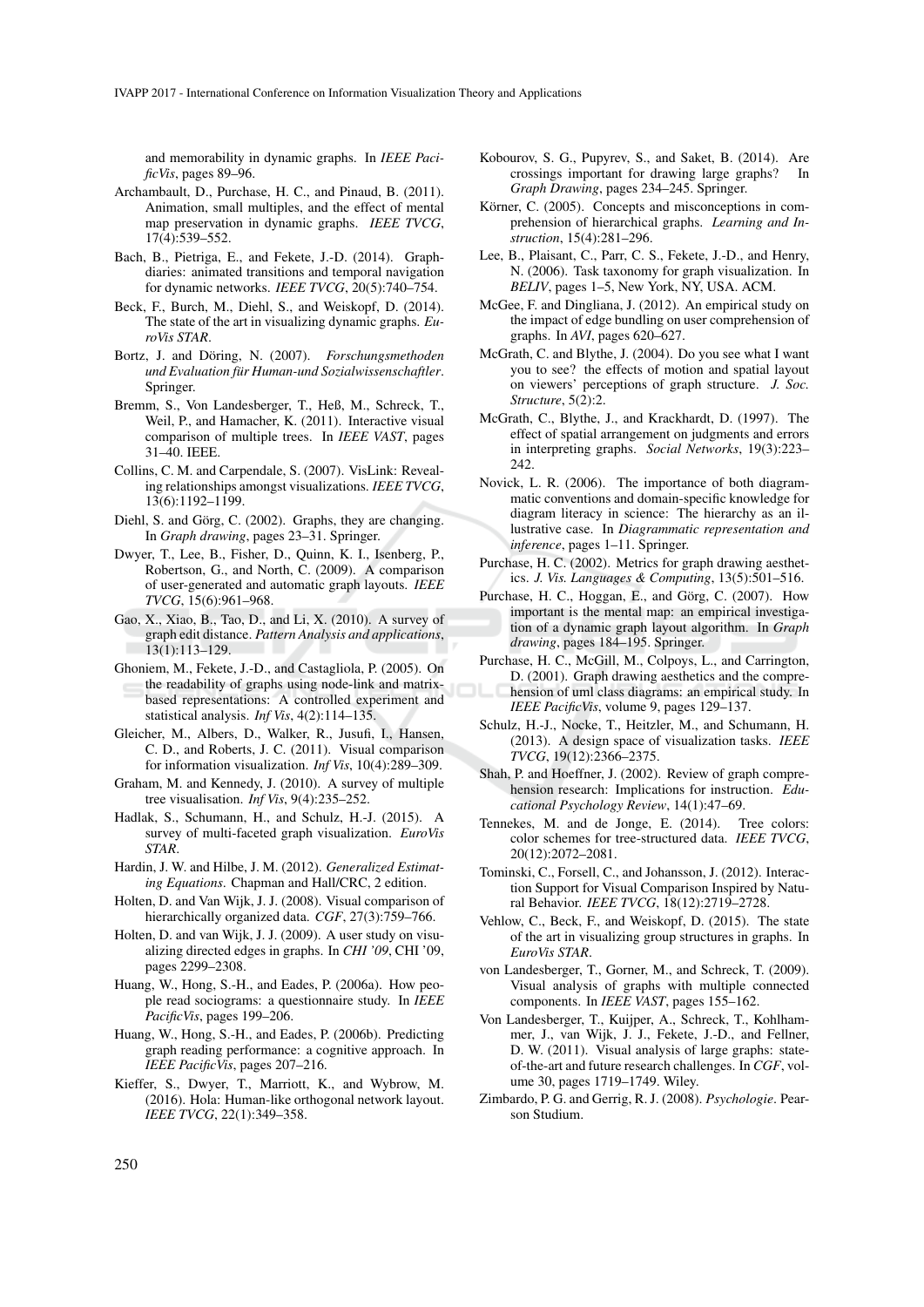and memorability in dynamic graphs. In *IEEE PacificVis*, pages 89–96.

Archambault, D., Purchase, H. C., and Pinaud, B. (2011). Animation, small multiples, and the effect of mental map preservation in dynamic graphs. *IEEE TVCG*, 17(4):539–552.

Bach, B., Pietriga, E., and Fekete, J.-D. (2014). Graphdiaries: animated transitions and temporal navigation for dynamic networks. *IEEE TVCG*, 20(5):740–754.

Beck, F., Burch, M., Diehl, S., and Weiskopf, D. (2014). The state of the art in visualizing dynamic graphs. *EuroVis STAR*.

Bortz, J. and Döring, N. (2007). *Forschungsmethoden und Evaluation für Human-und Sozialwissenschaftler*. Springer.

Bremm, S., Von Landesberger, T., Heß, M., Schreck, T., Weil, P., and Hamacher, K. (2011). Interactive visual comparison of multiple trees. In *IEEE VAST*, pages 31–40. IEEE.

Collins, C. M. and Carpendale, S. (2007). VisLink: Revealing relationships amongst visualizations. *IEEE TVCG*, 13(6):1192–1199.

Diehl, S. and Görg, C. (2002). Graphs, they are changing. In *Graph drawing*, pages 23–31. Springer.

Dwyer, T., Lee, B., Fisher, D., Quinn, K. I., Isenberg, P., Robertson, G., and North, C. (2009). A comparison of user-generated and automatic graph layouts. *IEEE TVCG*, 15(6):961–968.

Gao, X., Xiao, B., Tao, D., and Li, X. (2010). A survey of graph edit distance. *Pattern Analysis and applications*, 13(1):113–129.

Ghoniem, M., Fekete, J.-D., and Castagliola, P. (2005). On the readability of graphs using node-link and matrix-based representations: A controlled experiment and statistical analysis. *Inf Vis*, 4(2):114–135.

Gleicher, M., Albers, D., Walker, R., Jusufi, I., Hansen, C. D., and Roberts, J. C. (2011). Visual comparison for information visualization. *Inf Vis*, 10(4):289–309.

Graham, M. and Kennedy, J. (2010). A survey of multiple tree visualisation. *Inf Vis*, 9(4):235–252.

Hadlak, S., Schumann, H., and Schulz, H.-J. (2015). A survey of multi-faceted graph visualization. *EuroVis STAR*.

Hardin, J. W. and Hilbe, J. M. (2012). *Generalized Estimating Equations*. Chapman and Hall/CRC, 2 edition.

Holten, D. and Van Wijk, J. J. (2008). Visual comparison of hierarchically organized data. *CGF*, 27(3):759–766.

Holten, D. and van Wijk, J. J. (2009). A user study on visualizing directed edges in graphs. In *CHI '09*, CHI '09, pages 2299–2308.

Huang, W., Hong, S.-H., and Eades, P. (2006a). How people read sociograms: a questionnaire study. In *IEEE PacificVis*, pages 199–206.

Huang, W., Hong, S.-H., and Eades, P. (2006b). Predicting graph reading performance: a cognitive approach. In *IEEE PacificVis*, pages 207–216.

Kieffer, S., Dwyer, T., Marriott, K., and Wybrow, M. (2016). Hola: Human-like orthogonal network layout. *IEEE TVCG*, 22(1):349–358.

Kobourov, S. G., Pupyrev, S., and Saket, B. (2014). Are crossings important for drawing large graphs? In *Graph Drawing*, pages 234–245. Springer.

Körner, C. (2005). Concepts and misconceptions in comprehension of hierarchical graphs. *Learning and Instruction*, 15(4):281–296.

Lee, B., Plaisant, C., Parr, C. S., Fekete, J.-D., and Henry, N. (2006). Task taxonomy for graph visualization. In *BELIV*, pages 1–5, New York, NY, USA. ACM.

McGee, F. and Dingliana, J. (2012). An empirical study on the impact of edge bundling on user comprehension of graphs. In *AVI*, pages 620–627.

McGrath, C. and Blythe, J. (2004). Do you see what I want you to see? the effects of motion and spatial layout on viewers' perceptions of graph structure. *J. Soc. Structure*, 5(2):2.

McGrath, C., Blythe, J., and Krackhardt, D. (1997). The effect of spatial arrangement on judgments and errors in interpreting graphs. *Social Networks*, 19(3):223–242.

Novick, L. R. (2006). The importance of both diagrammatic conventions and domain-specific knowledge for diagram literacy in science: The hierarchy as an illustrative case. In *Diagrammatic representation and inference*, pages 1–11. Springer.

Purchase, H. C. (2002). Metrics for graph drawing aesthetics. *J. Vis. Languages & Computing*, 13(5):501–516.

Purchase, H. C., Hoggan, E., and Görg, C. (2007). How important is the mental map: an empirical investigation of a dynamic graph layout algorithm. In *Graph drawing*, pages 184–195. Springer.

Purchase, H. C., McGill, M., Colpoys, L., and Carrington, D. (2001). Graph drawing aesthetics and the comprehension of uml class diagrams: an empirical study. In *IEEE PacificVis*, volume 9, pages 129–137.

Schulz, H.-J., Nocke, T., Heitzler, M., and Schumann, H. (2013). A design space of visualization tasks. *IEEE TVCG*, 19(12):2366–2375.

Shah, P. and Hoeffner, J. (2002). Review of graph comprehension research: Implications for instruction. *Educational Psychology Review*, 14(1):47–69.

Tennekes, M. and de Jonge, E. (2014). Tree colors: color schemes for tree-structured data. *IEEE TVCG*, 20(12):2072–2081.

Tominski, C., Forsell, C., and Johansson, J. (2012). Interaction Support for Visual Comparison Inspired by Natural Behavior. *IEEE TVCG*, 18(12):2719–2728.

Vehlow, C., Beck, F., and Weiskopf, D. (2015). The state of the art in visualizing group structures in graphs. In *EuroVis STAR*.

von Landesberger, T., Gorner, M., and Schreck, T. (2009). Visual analysis of graphs with multiple connected components. In *IEEE VAST*, pages 155–162.

Von Landesberger, T., Kuijper, A., Schreck, T., Kohlhammer, J., van Wijk, J. J., Fekete, J.-D., and Fellner, D. W. (2011). Visual analysis of large graphs: state-of-the-art and future research challenges. In *CGF*, volume 30, pages 1719–1749. Wiley.

Zimbardo, P. G. and Gerrig, R. J. (2008). *Psychologie*. Pearson Studium.